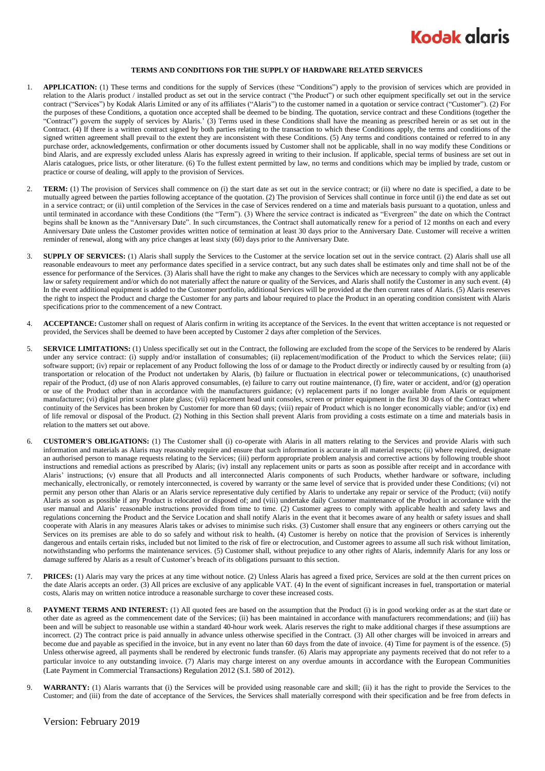# TERMS AND CONDITIONS FOR THE SUPPLY OF HARDWARE RELATED SERVICES

1. **APPLICATION:** (1) These terms and conditions for the supply of Services (these "Conditions") apply to the provision of services which are provided in relation to the Alaris product / installed product as set out in the service contract ("the Product") or such other equipment specifically set out in the service contract ("Services") by Kodak Alaris Limited or any of its affiliates ("Alaris") to the customer named in a quotation or service contract ("Customer"). (2) For the purposes of these Conditions, a quotation once accepted shall be deemed to be binding. The quotation, service contract and these Conditions (together the "Contract") govern the supply of services by Alaris.' (3) Terms used in these Conditions shall have the meaning as prescribed herein or as set out in the Contract. (4) If there is a written contract signed by both parties relating to the transaction to which these Conditions apply, the terms and conditions of the signed written agreement shall prevail to the extent they are inconsistent with these Conditions. (5) Any terms and conditions contained or referred to in any purchase order, acknowledgements, confirmation or other documents issued by Customer shall not be applicable, shall in no way modify these Conditions or bind Alaris, and are expressly excluded unless Alaris has expressly agreed in writing to their inclusion. If applicable, special terms of business are set out in Alaris catalogues, price lists, or other literature. (6) To the fullest extent permitted by law, no terms and conditions which may be implied by trade, custom or practice or course of dealing, will apply to the provision of Services.

2. **TERM:** (1) The provision of Services shall commence on (i) the start date as set out in the service contract; or (ii) where no date is specified, a date to be mutually agreed between the parties following acceptance of the quotation. (2) The provision of Services shall continue in force until (i) the end date as set out in a service contract; or (ii) until completion of the Services in the case of Services rendered on a time and materials basis pursuant to a quotation, unless and until terminated in accordance with these Conditions (the "Term"). (3) Where the service contract is indicated as "Evergreen" the date on which the Contract begins shall be known as the "Anniversary Date". In such circumstances, the Contract shall automatically renew for a period of 12 months on each and every Anniversary Date unless the Customer provides written notice of termination at least 30 days prior to the Anniversary Date. Customer will receive a written reminder of renewal, along with any price changes at least sixty (60) days prior to the Anniversary Date.

3. **SUPPLY OF SERVICES:** (1) Alaris shall supply the Services to the Customer at the service location set out in the service contract. (2) Alaris shall use all reasonable endeavours to meet any performance dates specified in a service contract, but any such dates shall be estimates only and time shall not be of the essence for performance of the Services. (3) Alaris shall have the right to make any changes to the Services which are necessary to comply with any applicable law or safety requirement and/or which do not materially affect the nature or quality of the Services, and Alaris shall notify the Customer in any such event. (4) In the event additional equipment is added to the Customer portfolio, additional Services will be provided at the then current rates of Alaris. (5) Alaris reserves the right to inspect the Product and charge the Customer for any parts and labour required to place the Product in an operating condition consistent with Alaris specifications prior to the commencement of a new Contract.

4. **ACCEPTANCE:** Customer shall on request of Alaris confirm in writing its acceptance of the Services. In the event that written acceptance is not requested or provided, the Services shall be deemed to have been accepted by Customer 2 days after completion of the Services.

5. **SERVICE LIMITATIONS:** (1) Unless specifically set out in the Contract, the following are excluded from the scope of the Services to be rendered by Alaris under any service contract: (i) supply and/or installation of consumables; (ii) replacement/modification of the Product to which the Services relate; (iii) software support; (iv) repair or replacement of any Product following the loss of or damage to the Product directly or indirectly caused by or resulting from (a) transportation or relocation of the Product not undertaken by Alaris, (b) failure or fluctuation in electrical power or telecommunications, (c) unauthorised repair of the Product, (d) use of non Alaris approved consumables, (e) failure to carry out routine maintenance, (f) fire, water or accident, and/or (g) operation or use of the Product other than in accordance with the manufacturers guidance; (v) replacement parts if no longer available from Alaris or equipment manufacturer; (vi) digital print scanner plate glass; (vii) replacement head unit consoles, screen or printer equipment in the first 30 days of the Contract where continuity of the Services has been broken by Customer for more than 60 days; (viii) repair of Product which is no longer economically viable; and/or (ix) end of life removal or disposal of the Product. (2) Nothing in this Section shall prevent Alaris from providing a costs estimate on a time and materials basis in relation to the matters set out above.

6. **CUSTOMER'S OBLIGATIONS:** (1) The Customer shall (i) co-operate with Alaris in all matters relating to the Services and provide Alaris with such information and materials as Alaris may reasonably require and ensure that such information is accurate in all material respects; (ii) where required, designate an authorised person to manage requests relating to the Services; (iii) perform appropriate problem analysis and corrective actions by following trouble shoot instructions and remedial actions as prescribed by Alaris; (iv) install any replacement units or parts as soon as possible after receipt and in accordance with Alaris' instructions; (v) ensure that all Products and all interconnected Alaris components of such Products, whether hardware or software, including mechanically, electronically, or remotely interconnected, is covered by warranty or the same level of service that is provided under these Conditions; (vi) not permit any person other than Alaris or an Alaris service representative duly certified by Alaris to undertake any repair or service of the Product; (vii) notify Alaris as soon as possible if any Product is relocated or disposed of; and (viii) undertake daily Customer maintenance of the Product in accordance with the user manual and Alaris' reasonable instructions provided from time to time. (2) Customer agrees to comply with applicable health and safety laws and regulations concerning the Product and the Service Location and shall notify Alaris in the event that it becomes aware of any health or safety issues and shall cooperate with Alaris in any measures Alaris takes or advises to minimise such risks. (3) Customer shall ensure that any engineers or others carrying out the Services on its premises are able to do so safely and without risk to health**.** (4) Customer is hereby on notice that the provision of Services is inherently dangerous and entails certain risks, included but not limited to the risk of fire or electrocution, and Customer agrees to assume all such risk without limitation, notwithstanding who performs the maintenance services. (5) Customer shall, without prejudice to any other rights of Alaris, indemnify Alaris for any loss or damage suffered by Alaris as a result of Customer's breach of its obligations pursuant to this section.

7. **PRICES:** (1) Alaris may vary the prices at any time without notice. (2) Unless Alaris has agreed a fixed price, Services are sold at the then current prices on the date Alaris accepts an order. (3) All prices are exclusive of any applicable VAT. (4) In the event of significant increases in fuel, transportation or material costs, Alaris may on written notice introduce a reasonable surcharge to cover these increased costs.

8. **PAYMENT TERMS AND INTEREST:** (1) All quoted fees are based on the assumption that the Product (i) is in good working order as at the start date or other date as agreed as the commencement date of the Services; (ii) has been maintained in accordance with manufacturers recommendations; and (iii) has been and will be subject to reasonable use within a standard 40-hour work week. Alaris reserves the right to make additional charges if these assumptions are incorrect. (2) The contract price is paid annually in advance unless otherwise specified in the Contract. (3) All other charges will be invoiced in arrears and become due and payable as specified in the invoice, but in any event no later than 60 days from the date of invoice. (4) Time for payment is of the essence. (5) Unless otherwise agreed, all payments shall be rendered by electronic funds transfer. (6) Alaris may appropriate any payments received that do not refer to a particular invoice to any outstanding invoice. (7) Alaris may charge interest on any overdue amounts in accordance with the European Communities (Late Payment in Commercial Transactions) Regulation 2012 (S.I. 580 of 2012).

9. **WARRANTY:** (1) Alaris warrants that (i) the Services will be provided using reasonable care and skill; (ii) it has the right to provide the Services to the Customer; and (iii) from the date of acceptance of the Services, the Services shall materially correspond with their specification and be free from defects in

Version: February 2019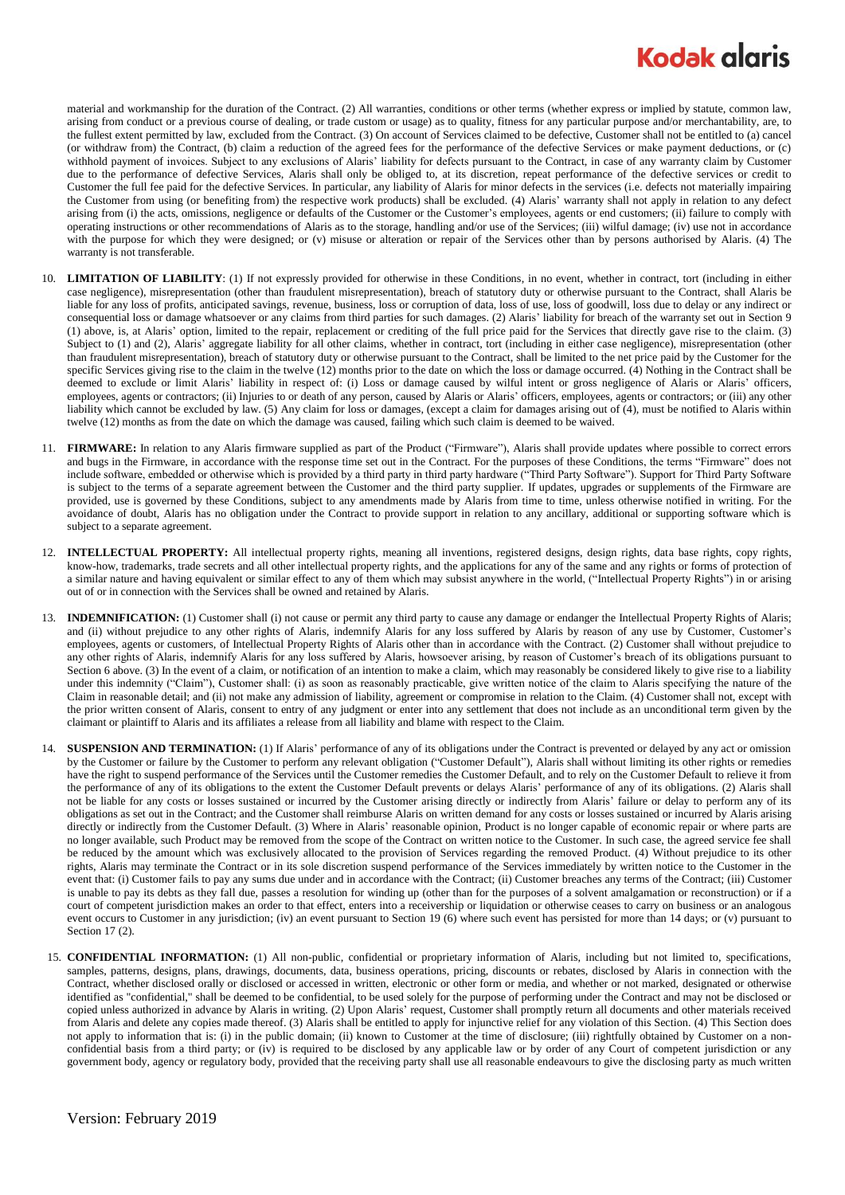material and workmanship for the duration of the Contract. (2) All warranties, conditions or other terms (whether express or implied by statute, common law, arising from conduct or a previous course of dealing, or trade custom or usage) as to quality, fitness for any particular purpose and/or merchantability, are, to the fullest extent permitted by law, excluded from the Contract. (3) On account of Services claimed to be defective, Customer shall not be entitled to (a) cancel (or withdraw from) the Contract, (b) claim a reduction of the agreed fees for the performance of the defective Services or make payment deductions, or (c) withhold payment of invoices. Subject to any exclusions of Alaris' liability for defects pursuant to the Contract, in case of any warranty claim by Customer due to the performance of defective Services, Alaris shall only be obliged to, at its discretion, repeat performance of the defective services or credit to Customer the full fee paid for the defective Services. In particular, any liability of Alaris for minor defects in the services (i.e. defects not materially impairing the Customer from using (or benefiting from) the respective work products) shall be excluded. (4) Alaris' warranty shall not apply in relation to any defect arising from (i) the acts, omissions, negligence or defaults of the Customer or the Customer's employees, agents or end customers; (ii) failure to comply with operating instructions or other recommendations of Alaris as to the storage, handling and/or use of the Services; (iii) wilful damage; (iv) use not in accordance with the purpose for which they were designed; or (v) misuse or alteration or repair of the Services other than by persons authorised by Alaris. (4) The warranty is not transferable.

10. **LIMITATION OF LIABILITY**: (1) If not expressly provided for otherwise in these Conditions, in no event, whether in contract, tort (including in either case negligence), misrepresentation (other than fraudulent misrepresentation), breach of statutory duty or otherwise pursuant to the Contract, shall Alaris be liable for any loss of profits, anticipated savings, revenue, business, loss or corruption of data, loss of use, loss of goodwill, loss due to delay or any indirect or consequential loss or damage whatsoever or any claims from third parties for such damages. (2) Alaris' liability for breach of the warranty set out in Section 9 (1) above, is, at Alaris' option, limited to the repair, replacement or crediting of the full price paid for the Services that directly gave rise to the claim. (3) Subject to (1) and (2), Alaris' aggregate liability for all other claims, whether in contract, tort (including in either case negligence), misrepresentation (other than fraudulent misrepresentation), breach of statutory duty or otherwise pursuant to the Contract, shall be limited to the net price paid by the Customer for the specific Services giving rise to the claim in the twelve (12) months prior to the date on which the loss or damage occurred. (4) Nothing in the Contract shall be deemed to exclude or limit Alaris' liability in respect of: (i) Loss or damage caused by wilful intent or gross negligence of Alaris or Alaris' officers, employees, agents or contractors; (ii) Injuries to or death of any person, caused by Alaris or Alaris' officers, employees, agents or contractors; or (iii) any other liability which cannot be excluded by law. (5) Any claim for loss or damages, (except a claim for damages arising out of (4), must be notified to Alaris within twelve (12) months as from the date on which the damage was caused, failing which such claim is deemed to be waived.

11. **FIRMWARE:** In relation to any Alaris firmware supplied as part of the Product ("Firmware"), Alaris shall provide updates where possible to correct errors and bugs in the Firmware, in accordance with the response time set out in the Contract. For the purposes of these Conditions, the terms "Firmware" does not include software, embedded or otherwise which is provided by a third party in third party hardware ("Third Party Software"). Support for Third Party Software is subject to the terms of a separate agreement between the Customer and the third party supplier. If updates, upgrades or supplements of the Firmware are provided, use is governed by these Conditions, subject to any amendments made by Alaris from time to time, unless otherwise notified in writing. For the avoidance of doubt, Alaris has no obligation under the Contract to provide support in relation to any ancillary, additional or supporting software which is subject to a separate agreement.

12. **INTELLECTUAL PROPERTY:** All intellectual property rights, meaning all inventions, registered designs, design rights, data base rights, copy rights, know-how, trademarks, trade secrets and all other intellectual property rights, and the applications for any of the same and any rights or forms of protection of a similar nature and having equivalent or similar effect to any of them which may subsist anywhere in the world, ("Intellectual Property Rights") in or arising out of or in connection with the Services shall be owned and retained by Alaris.

13. **INDEMNIFICATION:** (1) Customer shall (i) not cause or permit any third party to cause any damage or endanger the Intellectual Property Rights of Alaris; and (ii) without prejudice to any other rights of Alaris, indemnify Alaris for any loss suffered by Alaris by reason of any use by Customer, Customer's employees, agents or customers, of Intellectual Property Rights of Alaris other than in accordance with the Contract. (2) Customer shall without prejudice to any other rights of Alaris, indemnify Alaris for any loss suffered by Alaris, howsoever arising, by reason of Customer's breach of its obligations pursuant to Section 6 above. (3) In the event of a claim, or notification of an intention to make a claim, which may reasonably be considered likely to give rise to a liability under this indemnity ("Claim"), Customer shall: (i) as soon as reasonably practicable, give written notice of the claim to Alaris specifying the nature of the Claim in reasonable detail; and (ii) not make any admission of liability, agreement or compromise in relation to the Claim. (4) Customer shall not, except with the prior written consent of Alaris, consent to entry of any judgment or enter into any settlement that does not include as an unconditional term given by the claimant or plaintiff to Alaris and its affiliates a release from all liability and blame with respect to the Claim.

14. **SUSPENSION AND TERMINATION:** (1) If Alaris' performance of any of its obligations under the Contract is prevented or delayed by any act or omission by the Customer or failure by the Customer to perform any relevant obligation ("Customer Default"), Alaris shall without limiting its other rights or remedies have the right to suspend performance of the Services until the Customer remedies the Customer Default, and to rely on the Customer Default to relieve it from the performance of any of its obligations to the extent the Customer Default prevents or delays Alaris' performance of any of its obligations. (2) Alaris shall not be liable for any costs or losses sustained or incurred by the Customer arising directly or indirectly from Alaris' failure or delay to perform any of its obligations as set out in the Contract; and the Customer shall reimburse Alaris on written demand for any costs or losses sustained or incurred by Alaris arising directly or indirectly from the Customer Default. (3) Where in Alaris' reasonable opinion, Product is no longer capable of economic repair or where parts are no longer available, such Product may be removed from the scope of the Contract on written notice to the Customer. In such case, the agreed service fee shall be reduced by the amount which was exclusively allocated to the provision of Services regarding the removed Product. (4) Without prejudice to its other rights, Alaris may terminate the Contract or in its sole discretion suspend performance of the Services immediately by written notice to the Customer in the event that: (i) Customer fails to pay any sums due under and in accordance with the Contract; (ii) Customer breaches any terms of the Contract; (iii) Customer is unable to pay its debts as they fall due, passes a resolution for winding up (other than for the purposes of a solvent amalgamation or reconstruction) or if a court of competent jurisdiction makes an order to that effect, enters into a receivership or liquidation or otherwise ceases to carry on business or an analogous event occurs to Customer in any jurisdiction; (iv) an event pursuant to Section 19 (6) where such event has persisted for more than 14 days; or (v) pursuant to Section 17 (2).

15. **CONFIDENTIAL INFORMATION:** (1) All non-public, confidential or proprietary information of Alaris, including but not limited to, specifications, samples, patterns, designs, plans, drawings, documents, data, business operations, pricing, discounts or rebates, disclosed by Alaris in connection with the Contract, whether disclosed orally or disclosed or accessed in written, electronic or other form or media, and whether or not marked, designated or otherwise identified as "confidential," shall be deemed to be confidential, to be used solely for the purpose of performing under the Contract and may not be disclosed or copied unless authorized in advance by Alaris in writing. (2) Upon Alaris' request, Customer shall promptly return all documents and other materials received from Alaris and delete any copies made thereof. (3) Alaris shall be entitled to apply for injunctive relief for any violation of this Section. (4) This Section does not apply to information that is: (i) in the public domain; (ii) known to Customer at the time of disclosure; (iii) rightfully obtained by Customer on a non-confidential basis from a third party; or (iv) is required to be disclosed by any applicable law or by order of any Court of competent jurisdiction or any government body, agency or regulatory body, provided that the receiving party shall use all reasonable endeavours to give the disclosing party as much written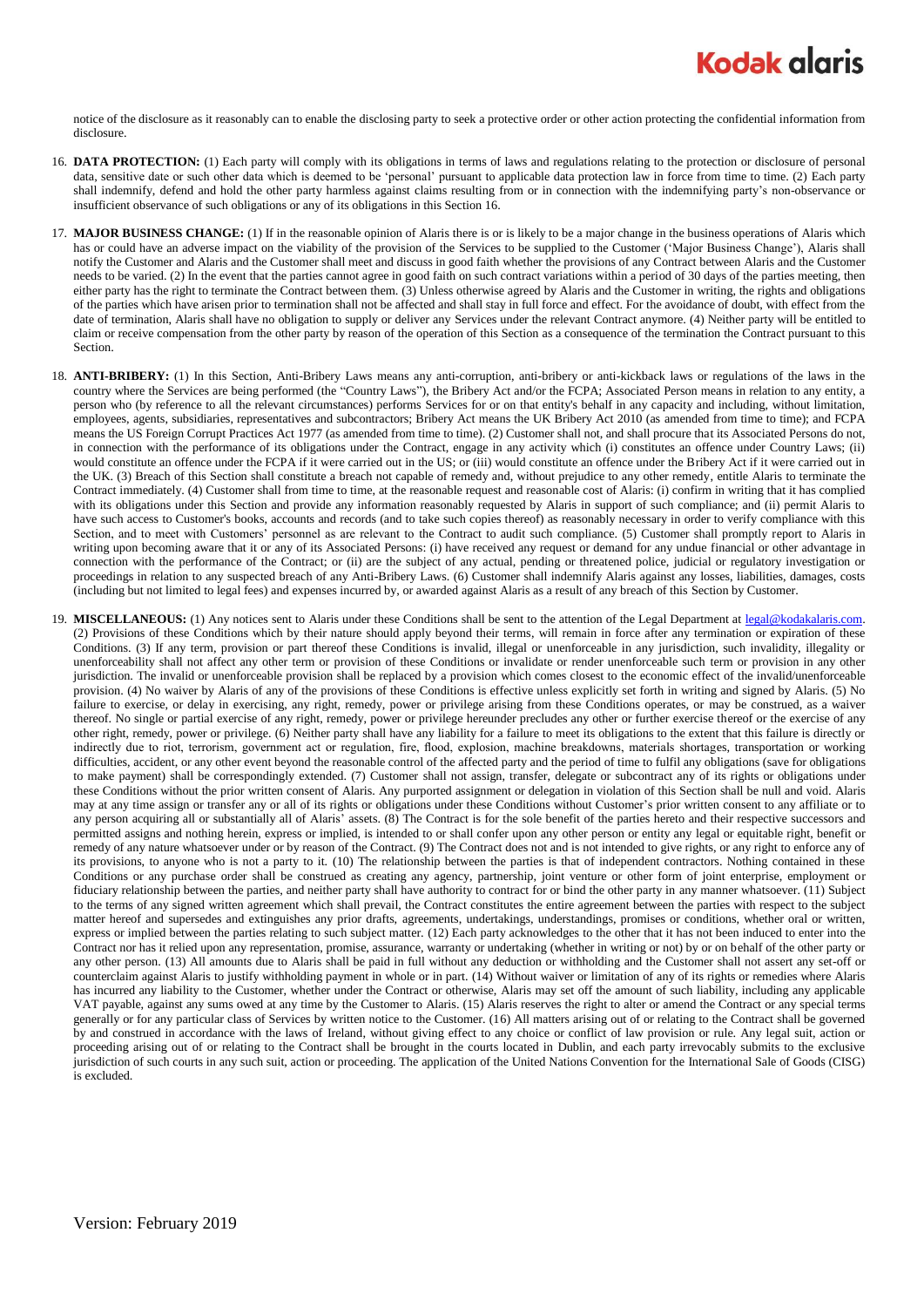notice of the disclosure as it reasonably can to enable the disclosing party to seek a protective order or other action protecting the confidential information from disclosure.

16. **DATA PROTECTION:** (1) Each party will comply with its obligations in terms of laws and regulations relating to the protection or disclosure of personal data, sensitive date or such other data which is deemed to be 'personal' pursuant to applicable data protection law in force from time to time. (2) Each party shall indemnify, defend and hold the other party harmless against claims resulting from or in connection with the indemnifying party's non-observance or insufficient observance of such obligations or any of its obligations in this Section 16.

17. **MAJOR BUSINESS CHANGE:** (1) If in the reasonable opinion of Alaris there is or is likely to be a major change in the business operations of Alaris which has or could have an adverse impact on the viability of the provision of the Services to be supplied to the Customer ('Major Business Change'), Alaris shall notify the Customer and Alaris and the Customer shall meet and discuss in good faith whether the provisions of any Contract between Alaris and the Customer needs to be varied. (2) In the event that the parties cannot agree in good faith on such contract variations within a period of 30 days of the parties meeting, then either party has the right to terminate the Contract between them. (3) Unless otherwise agreed by Alaris and the Customer in writing, the rights and obligations of the parties which have arisen prior to termination shall not be affected and shall stay in full force and effect. For the avoidance of doubt, with effect from the date of termination, Alaris shall have no obligation to supply or deliver any Services under the relevant Contract anymore. (4) Neither party will be entitled to claim or receive compensation from the other party by reason of the operation of this Section as a consequence of the termination the Contract pursuant to this Section.

18. **ANTI-BRIBERY:** (1) In this Section, Anti-Bribery Laws means any anti-corruption, anti-bribery or anti-kickback laws or regulations of the laws in the country where the Services are being performed (the "Country Laws"), the Bribery Act and/or the FCPA; Associated Person means in relation to any entity, a person who (by reference to all the relevant circumstances) performs Services for or on that entity's behalf in any capacity and including, without limitation, employees, agents, subsidiaries, representatives and subcontractors; Bribery Act means the UK Bribery Act 2010 (as amended from time to time); and FCPA means the US Foreign Corrupt Practices Act 1977 (as amended from time to time). (2) Customer shall not, and shall procure that its Associated Persons do not, in connection with the performance of its obligations under the Contract, engage in any activity which (i) constitutes an offence under Country Laws; (ii) would constitute an offence under the FCPA if it were carried out in the US; or (iii) would constitute an offence under the Bribery Act if it were carried out in the UK. (3) Breach of this Section shall constitute a breach not capable of remedy and, without prejudice to any other remedy, entitle Alaris to terminate the Contract immediately. (4) Customer shall from time to time, at the reasonable request and reasonable cost of Alaris: (i) confirm in writing that it has complied with its obligations under this Section and provide any information reasonably requested by Alaris in support of such compliance; and (ii) permit Alaris to have such access to Customer's books, accounts and records (and to take such copies thereof) as reasonably necessary in order to verify compliance with this Section, and to meet with Customers' personnel as are relevant to the Contract to audit such compliance. (5) Customer shall promptly report to Alaris in writing upon becoming aware that it or any of its Associated Persons: (i) have received any request or demand for any undue financial or other advantage in connection with the performance of the Contract; or (ii) are the subject of any actual, pending or threatened police, judicial or regulatory investigation or proceedings in relation to any suspected breach of any Anti-Bribery Laws. (6) Customer shall indemnify Alaris against any losses, liabilities, damages, costs (including but not limited to legal fees) and expenses incurred by, or awarded against Alaris as a result of any breach of this Section by Customer.

19. **MISCELLANEOUS:** (1) Any notices sent to Alaris under these Conditions shall be sent to the attention of the Legal Department at legal@kodakalaris.com. (2) Provisions of these Conditions which by their nature should apply beyond their terms, will remain in force after any termination or expiration of these Conditions. (3) If any term, provision or part thereof these Conditions is invalid, illegal or unenforceable in any jurisdiction, such invalidity, illegality or unenforceability shall not affect any other term or provision of these Conditions or invalidate or render unenforceable such term or provision in any other jurisdiction. The invalid or unenforceable provision shall be replaced by a provision which comes closest to the economic effect of the invalid/unenforceable provision. (4) No waiver by Alaris of any of the provisions of these Conditions is effective unless explicitly set forth in writing and signed by Alaris. (5) No failure to exercise, or delay in exercising, any right, remedy, power or privilege arising from these Conditions operates, or may be construed, as a waiver thereof. No single or partial exercise of any right, remedy, power or privilege hereunder precludes any other or further exercise thereof or the exercise of any other right, remedy, power or privilege. (6) Neither party shall have any liability for a failure to meet its obligations to the extent that this failure is directly or indirectly due to riot, terrorism, government act or regulation, fire, flood, explosion, machine breakdowns, materials shortages, transportation or working difficulties, accident, or any other event beyond the reasonable control of the affected party and the period of time to fulfil any obligations (save for obligations to make payment) shall be correspondingly extended. (7) Customer shall not assign, transfer, delegate or subcontract any of its rights or obligations under these Conditions without the prior written consent of Alaris. Any purported assignment or delegation in violation of this Section shall be null and void. Alaris may at any time assign or transfer any or all of its rights or obligations under these Conditions without Customer's prior written consent to any affiliate or to any person acquiring all or substantially all of Alaris' assets. (8) The Contract is for the sole benefit of the parties hereto and their respective successors and permitted assigns and nothing herein, express or implied, is intended to or shall confer upon any other person or entity any legal or equitable right, benefit or remedy of any nature whatsoever under or by reason of the Contract. (9) The Contract does not and is not intended to give rights, or any right to enforce any of its provisions, to anyone who is not a party to it. (10) The relationship between the parties is that of independent contractors. Nothing contained in these Conditions or any purchase order shall be construed as creating any agency, partnership, joint venture or other form of joint enterprise, employment or fiduciary relationship between the parties, and neither party shall have authority to contract for or bind the other party in any manner whatsoever. (11) Subject to the terms of any signed written agreement which shall prevail, the Contract constitutes the entire agreement between the parties with respect to the subject matter hereof and supersedes and extinguishes any prior drafts, agreements, undertakings, understandings, promises or conditions, whether oral or written, express or implied between the parties relating to such subject matter. (12) Each party acknowledges to the other that it has not been induced to enter into the Contract nor has it relied upon any representation, promise, assurance, warranty or undertaking (whether in writing or not) by or on behalf of the other party or any other person. (13) All amounts due to Alaris shall be paid in full without any deduction or withholding and the Customer shall not assert any set-off or counterclaim against Alaris to justify withholding payment in whole or in part. (14) Without waiver or limitation of any of its rights or remedies where Alaris has incurred any liability to the Customer, whether under the Contract or otherwise, Alaris may set off the amount of such liability, including any applicable VAT payable, against any sums owed at any time by the Customer to Alaris. (15) Alaris reserves the right to alter or amend the Contract or any special terms generally or for any particular class of Services by written notice to the Customer. (16) All matters arising out of or relating to the Contract shall be governed by and construed in accordance with the laws of Ireland, without giving effect to any choice or conflict of law provision or rule. Any legal suit, action or proceeding arising out of or relating to the Contract shall be brought in the courts located in Dublin, and each party irrevocably submits to the exclusive jurisdiction of such courts in any such suit, action or proceeding. The application of the United Nations Convention for the International Sale of Goods (CISG) is excluded.

Version: February 2019